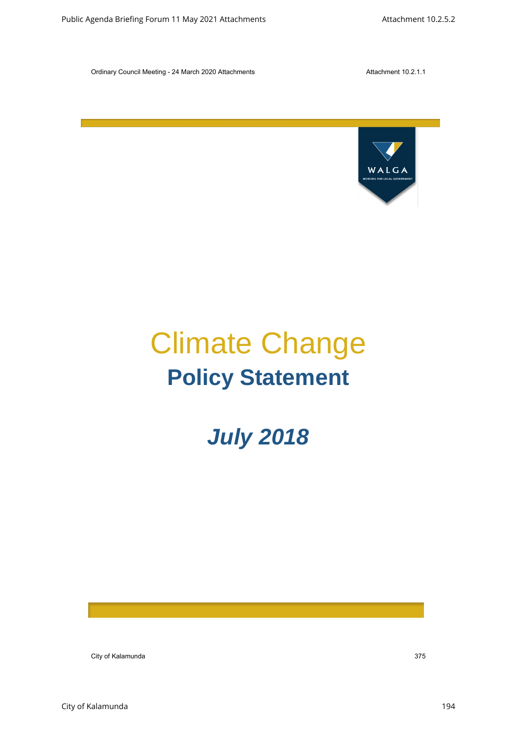WALGA

WORKING FOR LOCAL GOVERNMENT

# Climate Change

## Policy Statement

## *July 2018*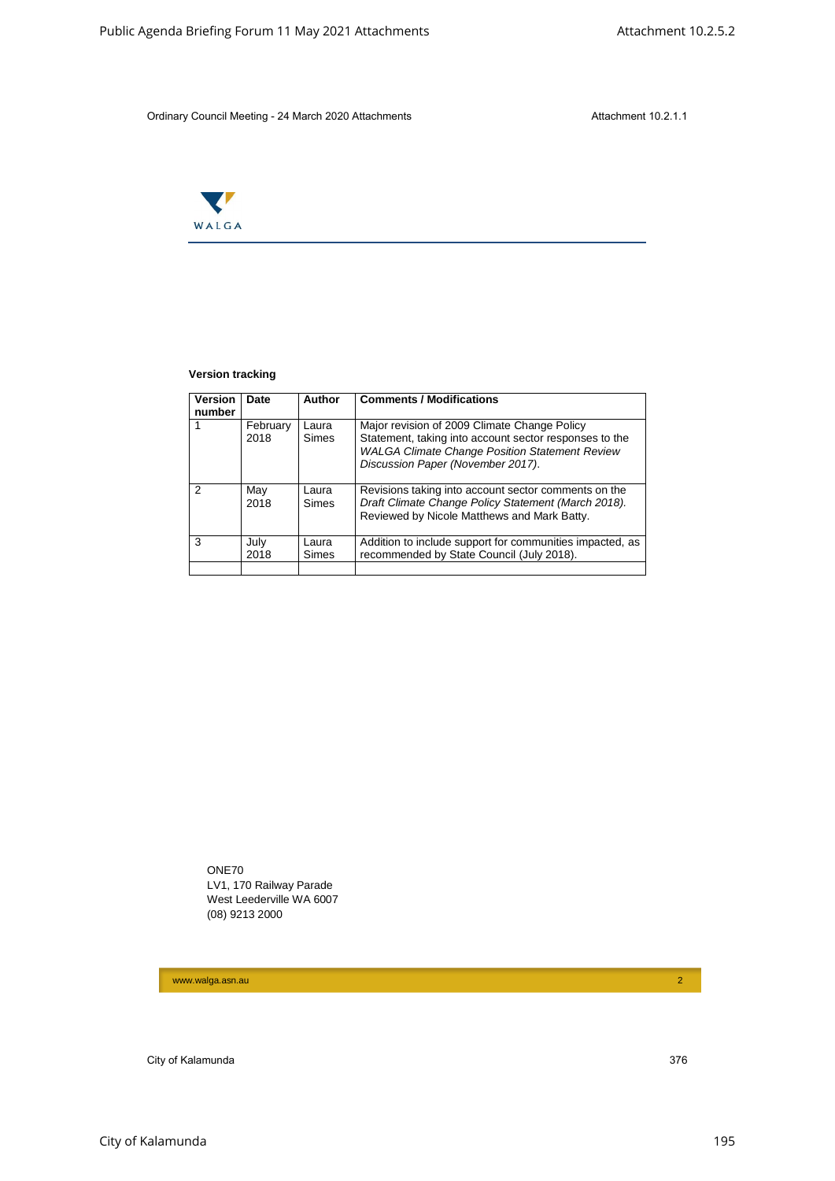**Version tracking**

| Version number | Date | Author | Comments / Modifications |
|---|---|---|---|
| 1 | February 2018 | Laura Simes | Major revision of 2009 Climate Change Policy Statement, taking into account sector responses to the *WALGA Climate Change Position Statement Review Discussion Paper (November 2017).* |
| 2 | May 2018 | Laura Simes | Revisions taking into account sector comments on the *Draft Climate Change Policy Statement (March 2018).* Reviewed by Nicole Matthews and Mark Batty. |
| 3 | July 2018 | Laura Simes | Addition to include support for communities impacted, as recommended by State Council (July 2018). |
| | | | |

ONE70
LV1, 170 Railway Parade
West Leederville WA 6007
(08) 9213 2000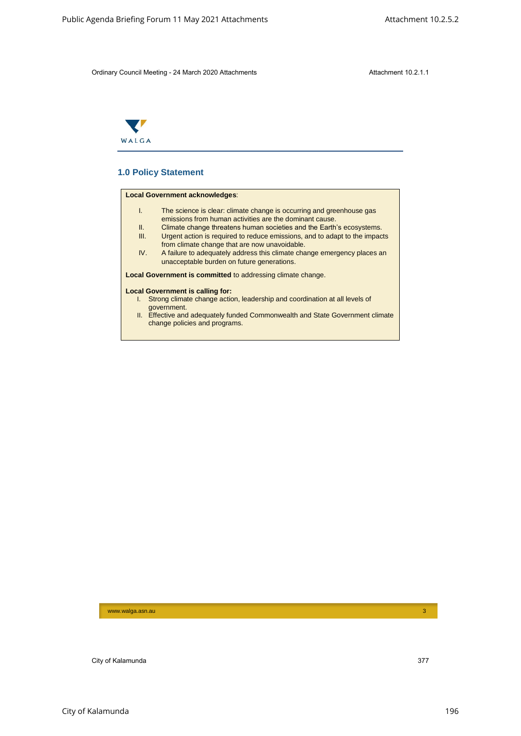WALGA

## 1.0 Policy Statement

**Local Government acknowledges**:

I. The science is clear: climate change is occurring and greenhouse gas emissions from human activities are the dominant cause.
II. Climate change threatens human societies and the Earth's ecosystems.
III. Urgent action is required to reduce emissions, and to adapt to the impacts from climate change that are now unavoidable.
IV. A failure to adequately address this climate change emergency places an unacceptable burden on future generations.

**Local Government is committed** to addressing climate change.

**Local Government is calling for:**

I. Strong climate change action, leadership and coordination at all levels of government.
II. Effective and adequately funded Commonwealth and State Government climate change policies and programs.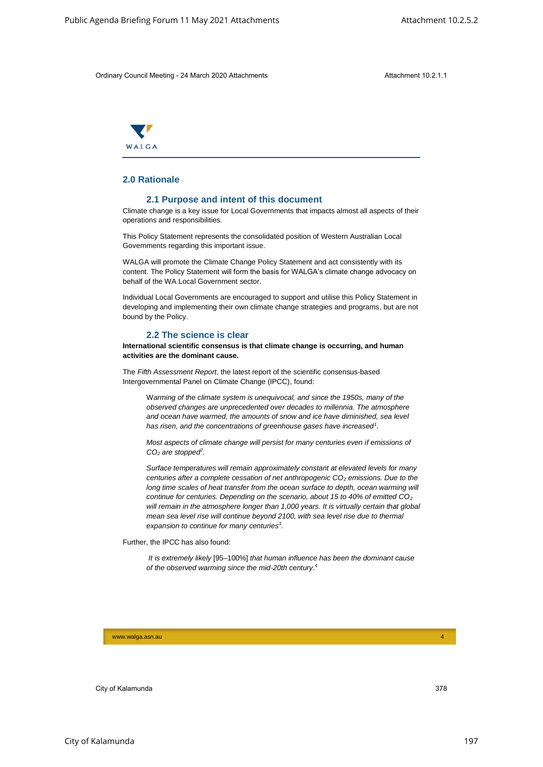## 2.0 Rationale

### 2.1 Purpose and intent of this document

Climate change is a key issue for Local Governments that impacts almost all aspects of their operations and responsibilities.

This Policy Statement represents the consolidated position of Western Australian Local Governments regarding this important issue.

WALGA will promote the Climate Change Policy Statement and act consistently with its content. The Policy Statement will form the basis for WALGA's climate change advocacy on behalf of the WA Local Government sector.

Individual Local Governments are encouraged to support and utilise this Policy Statement in developing and implementing their own climate change strategies and programs, but are not bound by the Policy.

### 2.2 The science is clear

**International scientific consensus is that climate change is occurring, and human activities are the dominant cause.**

The *Fifth Assessment Report*, the latest report of the scientific consensus-based Intergovernmental Panel on Climate Change (IPCC), found:

> *Warming of the climate system is unequivocal, and since the 1950s, many of the observed changes are unprecedented over decades to millennia. The atmosphere and ocean have warmed, the amounts of snow and ice have diminished, sea level has risen, and the concentrations of greenhouse gases have increased*[1].
>
> *Most aspects of climate change will persist for many centuries even if emissions of $CO_2$ are stopped*[2].
>
> *Surface temperatures will remain approximately constant at elevated levels for many centuries after a complete cessation of net anthropogenic $CO_2$ emissions. Due to the long time scales of heat transfer from the ocean surface to depth, ocean warming will continue for centuries. Depending on the scenario, about 15 to 40% of emitted $CO_2$ will remain in the atmosphere longer than 1,000 years. It is virtually certain that global mean sea level rise will continue beyond 2100, with sea level rise due to thermal expansion to continue for many centuries*[3].

Further, the IPCC has also found:

> *It is extremely likely* [95–100%] *that human influence has been the dominant cause of the observed warming since the mid-20th century*.[4]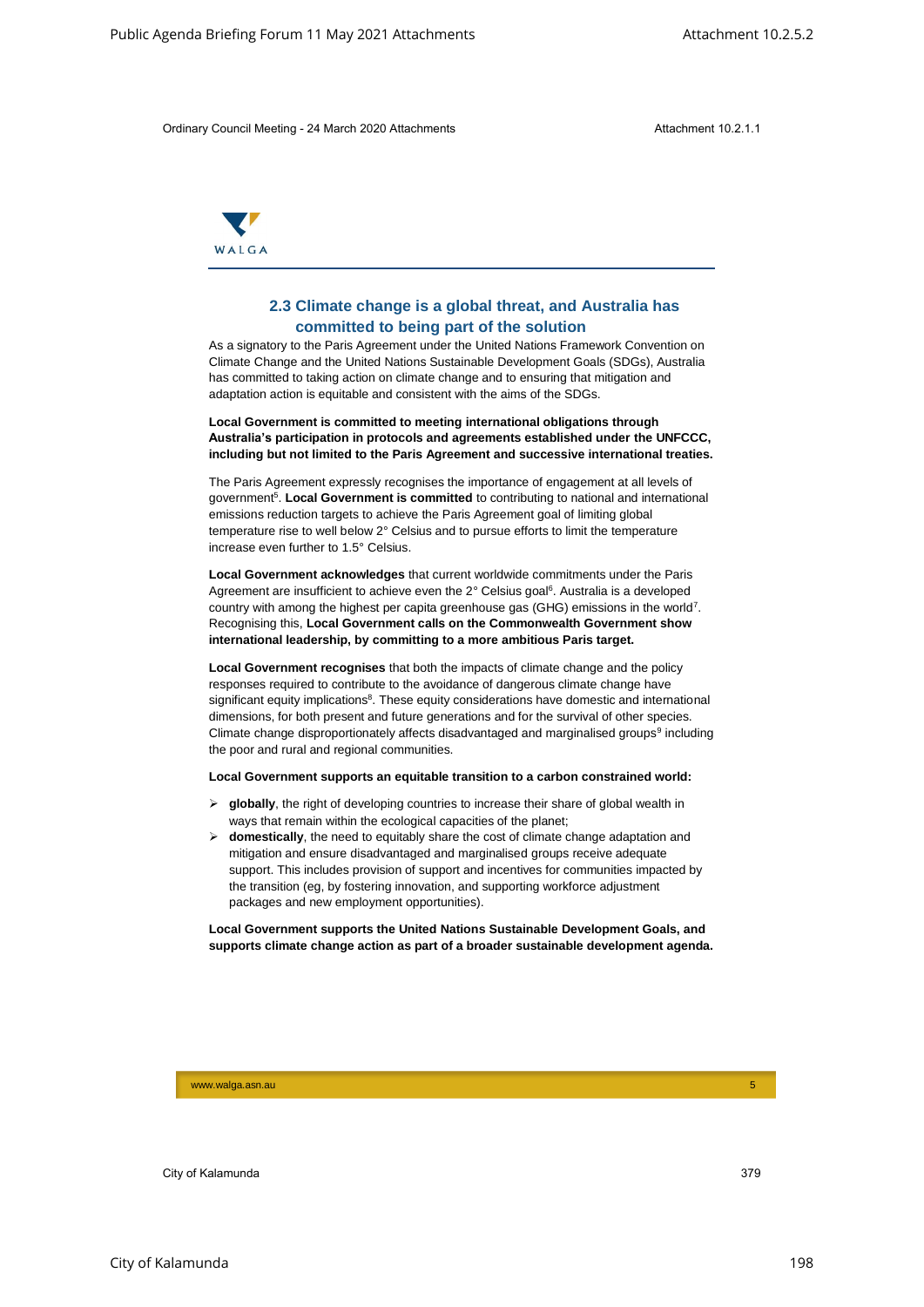## 2.3 Climate change is a global threat, and Australia has committed to being part of the solution

As a signatory to the Paris Agreement under the United Nations Framework Convention on Climate Change and the United Nations Sustainable Development Goals (SDGs), Australia has committed to taking action on climate change and to ensuring that mitigation and adaptation action is equitable and consistent with the aims of the SDGs.

**Local Government is committed to meeting international obligations through Australia's participation in protocols and agreements established under the UNFCCC, including but not limited to the Paris Agreement and successive international treaties.**

The Paris Agreement expressly recognises the importance of engagement at all levels of government[5]. **Local Government is committed** to contributing to national and international emissions reduction targets to achieve the Paris Agreement goal of limiting global temperature rise to well below 2° Celsius and to pursue efforts to limit the temperature increase even further to 1.5° Celsius.

**Local Government acknowledges** that current worldwide commitments under the Paris Agreement are insufficient to achieve even the 2° Celsius goal[6]. Australia is a developed country with among the highest per capita greenhouse gas (GHG) emissions in the world[7]. Recognising this, **Local Government calls on the Commonwealth Government show international leadership, by committing to a more ambitious Paris target.**

**Local Government recognises** that both the impacts of climate change and the policy responses required to contribute to the avoidance of dangerous climate change have significant equity implications[8]. These equity considerations have domestic and international dimensions, for both present and future generations and for the survival of other species. Climate change disproportionately affects disadvantaged and marginalised groups[9] including the poor and rural and regional communities.

**Local Government supports an equitable transition to a carbon constrained world:**

- **globally**, the right of developing countries to increase their share of global wealth in ways that remain within the ecological capacities of the planet;
- **domestically**, the need to equitably share the cost of climate change adaptation and mitigation and ensure disadvantaged and marginalised groups receive adequate support. This includes provision of support and incentives for communities impacted by the transition (eg, by fostering innovation, and supporting workforce adjustment packages and new employment opportunities).

**Local Government supports the United Nations Sustainable Development Goals, and supports climate change action as part of a broader sustainable development agenda.**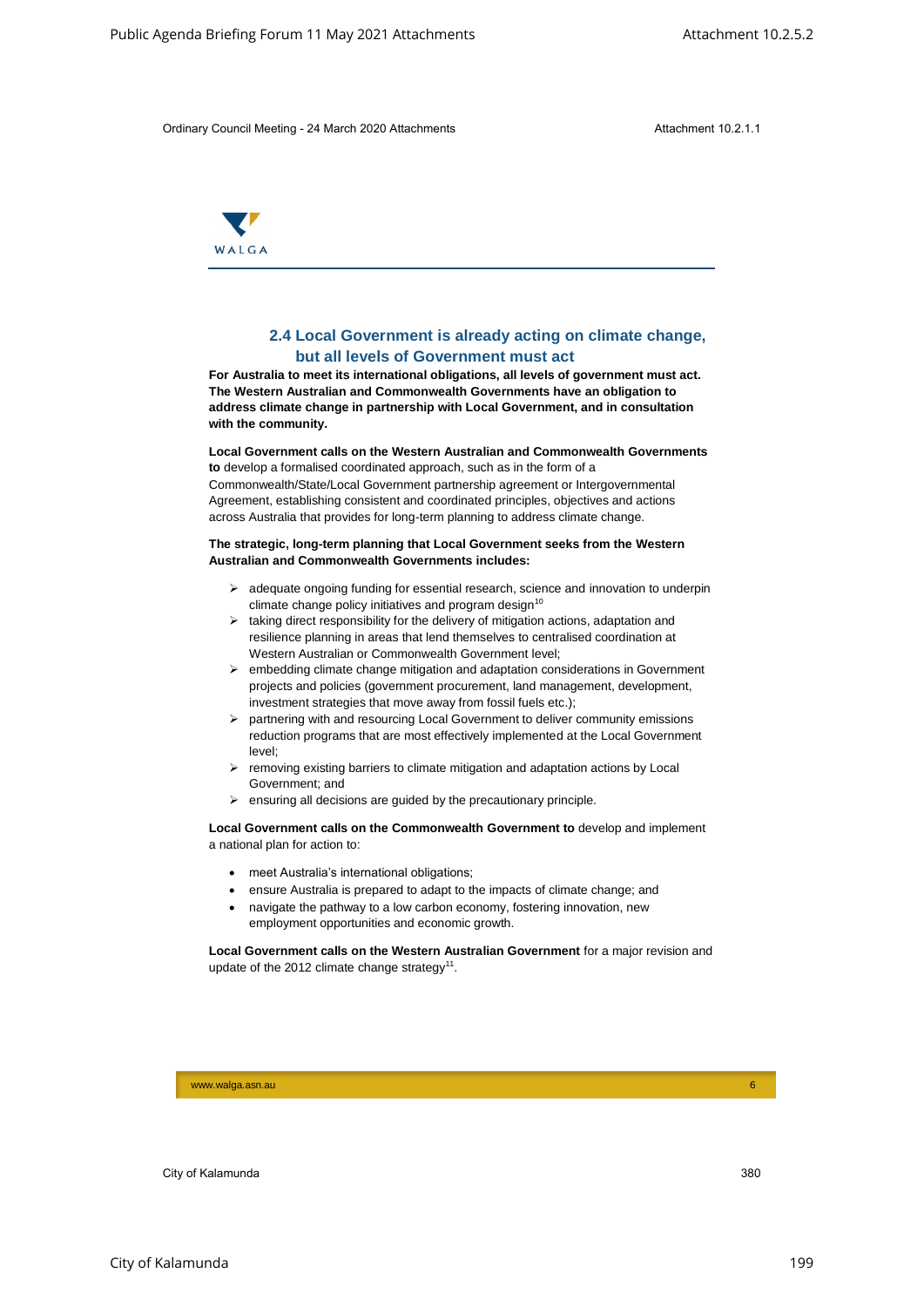## 2.4 Local Government is already acting on climate change, but all levels of Government must act

**For Australia to meet its international obligations, all levels of government must act. The Western Australian and Commonwealth Governments have an obligation to address climate change in partnership with Local Government, and in consultation with the community.**

**Local Government calls on the Western Australian and Commonwealth Governments to** develop a formalised coordinated approach, such as in the form of a Commonwealth/State/Local Government partnership agreement or Intergovernmental Agreement, establishing consistent and coordinated principles, objectives and actions across Australia that provides for long-term planning to address climate change.

**The strategic, long-term planning that Local Government seeks from the Western Australian and Commonwealth Governments includes:**

- adequate ongoing funding for essential research, science and innovation to underpin climate change policy initiatives and program design[10]
- taking direct responsibility for the delivery of mitigation actions, adaptation and resilience planning in areas that lend themselves to centralised coordination at Western Australian or Commonwealth Government level;
- embedding climate change mitigation and adaptation considerations in Government projects and policies (government procurement, land management, development, investment strategies that move away from fossil fuels etc.);
- partnering with and resourcing Local Government to deliver community emissions reduction programs that are most effectively implemented at the Local Government level;
- removing existing barriers to climate mitigation and adaptation actions by Local Government; and
- ensuring all decisions are guided by the precautionary principle.

**Local Government calls on the Commonwealth Government to** develop and implement a national plan for action to:

- meet Australia's international obligations;
- ensure Australia is prepared to adapt to the impacts of climate change; and
- navigate the pathway to a low carbon economy, fostering innovation, new employment opportunities and economic growth.

**Local Government calls on the Western Australian Government** for a major revision and update of the 2012 climate change strategy[11].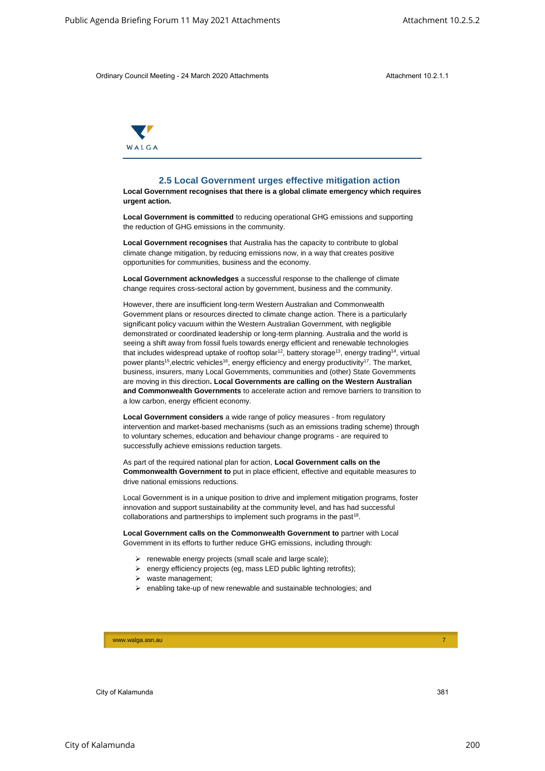## 2.5 Local Government urges effective mitigation action

**Local Government recognises that there is a global climate emergency which requires urgent action.**

**Local Government is committed** to reducing operational GHG emissions and supporting the reduction of GHG emissions in the community.

**Local Government recognises** that Australia has the capacity to contribute to global climate change mitigation, by reducing emissions now, in a way that creates positive opportunities for communities, business and the economy.

**Local Government acknowledges** a successful response to the challenge of climate change requires cross-sectoral action by government, business and the community.

However, there are insufficient long-term Western Australian and Commonwealth Government plans or resources directed to climate change action. There is a particularly significant policy vacuum within the Western Australian Government, with negligible demonstrated or coordinated leadership or long-term planning. Australia and the world is seeing a shift away from fossil fuels towards energy efficient and renewable technologies that includes widespread uptake of rooftop solar[12], battery storage[13], energy trading[14], virtual power plants[15],electric vehicles[16], energy efficiency and energy productivity[17]. The market, business, insurers, many Local Governments, communities and (other) State Governments are moving in this direction**. Local Governments are calling on the Western Australian and Commonwealth Governments** to accelerate action and remove barriers to transition to a low carbon, energy efficient economy.

**Local Government considers** a wide range of policy measures - from regulatory intervention and market-based mechanisms (such as an emissions trading scheme) through to voluntary schemes, education and behaviour change programs - are required to successfully achieve emissions reduction targets.

As part of the required national plan for action, **Local Government calls on the Commonwealth Government to** put in place efficient, effective and equitable measures to drive national emissions reductions.

Local Government is in a unique position to drive and implement mitigation programs, foster innovation and support sustainability at the community level, and has had successful collaborations and partnerships to implement such programs in the past[18].

**Local Government calls on the Commonwealth Government to** partner with Local Government in its efforts to further reduce GHG emissions, including through:

- renewable energy projects (small scale and large scale);
- energy efficiency projects (eg, mass LED public lighting retrofits);
- waste management;
- enabling take-up of new renewable and sustainable technologies; and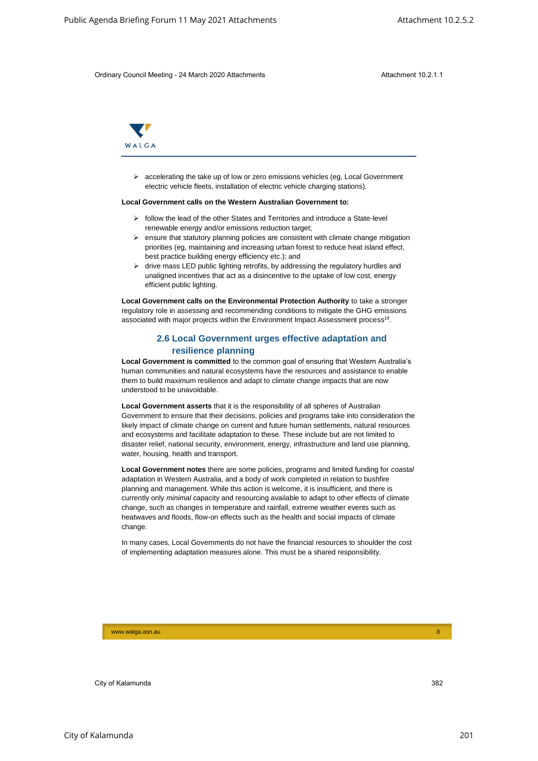- accelerating the take up of low or zero emissions vehicles (eg, Local Government electric vehicle fleets, installation of electric vehicle charging stations).

**Local Government calls on the Western Australian Government to:**

- follow the lead of the other States and Territories and introduce a State-level renewable energy and/or emissions reduction target;
- ensure that statutory planning policies are consistent with climate change mitigation priorities (eg, maintaining and increasing urban forest to reduce heat island effect, best practice building energy efficiency etc.); and
- drive mass LED public lighting retrofits, by addressing the regulatory hurdles and unaligned incentives that act as a disincentive to the uptake of low cost, energy efficient public lighting.

**Local Government calls on the Environmental Protection Authority** to take a stronger regulatory role in assessing and recommending conditions to mitigate the GHG emissions associated with major projects within the Environment Impact Assessment process[19].

## 2.6 Local Government urges effective adaptation and resilience planning

**Local Government is committed** to the common goal of ensuring that Western Australia's human communities and natural ecosystems have the resources and assistance to enable them to build maximum resilience and adapt to climate change impacts that are now understood to be unavoidable.

**Local Government asserts** that it is the responsibility of all spheres of Australian Government to ensure that their decisions, policies and programs take into consideration the likely impact of climate change on current and future human settlements, natural resources and ecosystems and facilitate adaptation to these. These include but are not limited to disaster relief, national security, environment, energy, infrastructure and land use planning, water, housing, health and transport.

**Local Government notes** there are some policies, programs and limited funding for *coastal* adaptation in Western Australia, and a body of work completed in relation to bushfire planning and management. While this action is welcome, it is insufficient, and there is currently only *minimal* capacity and resourcing available to adapt to other effects of climate change, such as changes in temperature and rainfall, extreme weather events such as heatwaves and floods, flow-on effects such as the health and social impacts of climate change.

In many cases, Local Governments do not have the financial resources to shoulder the cost of implementing adaptation measures alone. This must be a shared responsibility.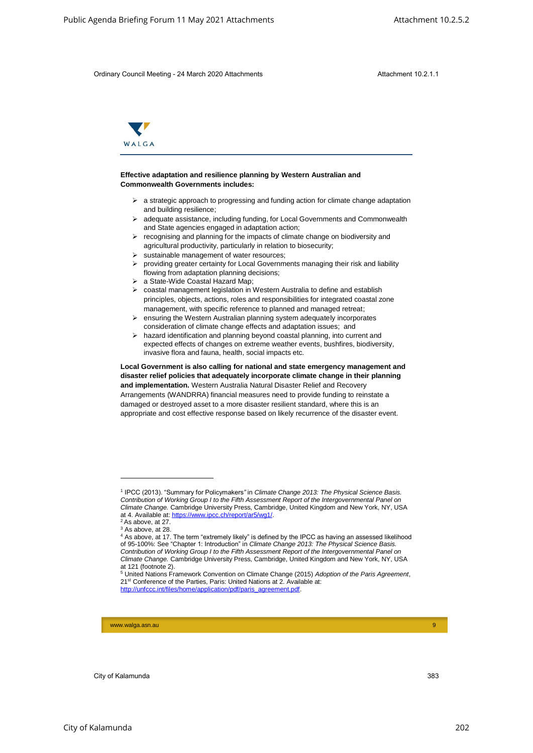**Effective adaptation and resilience planning by Western Australian and Commonwealth Governments includes:**

- a strategic approach to progressing and funding action for climate change adaptation and building resilience;
- adequate assistance, including funding, for Local Governments and Commonwealth and State agencies engaged in adaptation action;
- recognising and planning for the impacts of climate change on biodiversity and agricultural productivity, particularly in relation to biosecurity;
- sustainable management of water resources;
- providing greater certainty for Local Governments managing their risk and liability flowing from adaptation planning decisions;
- a State-Wide Coastal Hazard Map;
- coastal management legislation in Western Australia to define and establish principles, objects, actions, roles and responsibilities for integrated coastal zone management, with specific reference to planned and managed retreat;
- ensuring the Western Australian planning system adequately incorporates consideration of climate change effects and adaptation issues; and
- hazard identification and planning beyond coastal planning, into current and expected effects of changes on extreme weather events, bushfires, biodiversity, invasive flora and fauna, health, social impacts etc.

**Local Government is also calling for national and state emergency management and disaster relief policies that adequately incorporate climate change in their planning and implementation.** Western Australia Natural Disaster Relief and Recovery Arrangements (WANDRRA) financial measures need to provide funding to reinstate a damaged or destroyed asset to a more disaster resilient standard, where this is an appropriate and cost effective response based on likely recurrence of the disaster event.

---

[1] IPCC (2013). "Summary for Policymakers" in *Climate Change 2013: The Physical Science Basis. Contribution of Working Group I to the Fifth Assessment Report of the Intergovernmental Panel on Climate Change.* Cambridge University Press, Cambridge, United Kingdom and New York, NY, USA at 4. Available at: https://www.ipcc.ch/report/ar5/wg1/.

[2] As above, at 27.

[3] As above, at 28.

[4] As above, at 17. The term "extremely likely" is defined by the IPCC as having an assessed likelihood of 95-100%: See "Chapter 1: Introduction" in *Climate Change 2013: The Physical Science Basis. Contribution of Working Group I to the Fifth Assessment Report of the Intergovernmental Panel on Climate Change.* Cambridge University Press, Cambridge, United Kingdom and New York, NY, USA at 121 (footnote 2).

[5] United Nations Framework Convention on Climate Change (2015) *Adoption of the Paris Agreement*, 21st Conference of the Parties, Paris: United Nations at 2. Available at: http://unfccc.int/files/home/application/pdf/paris_agreement.pdf.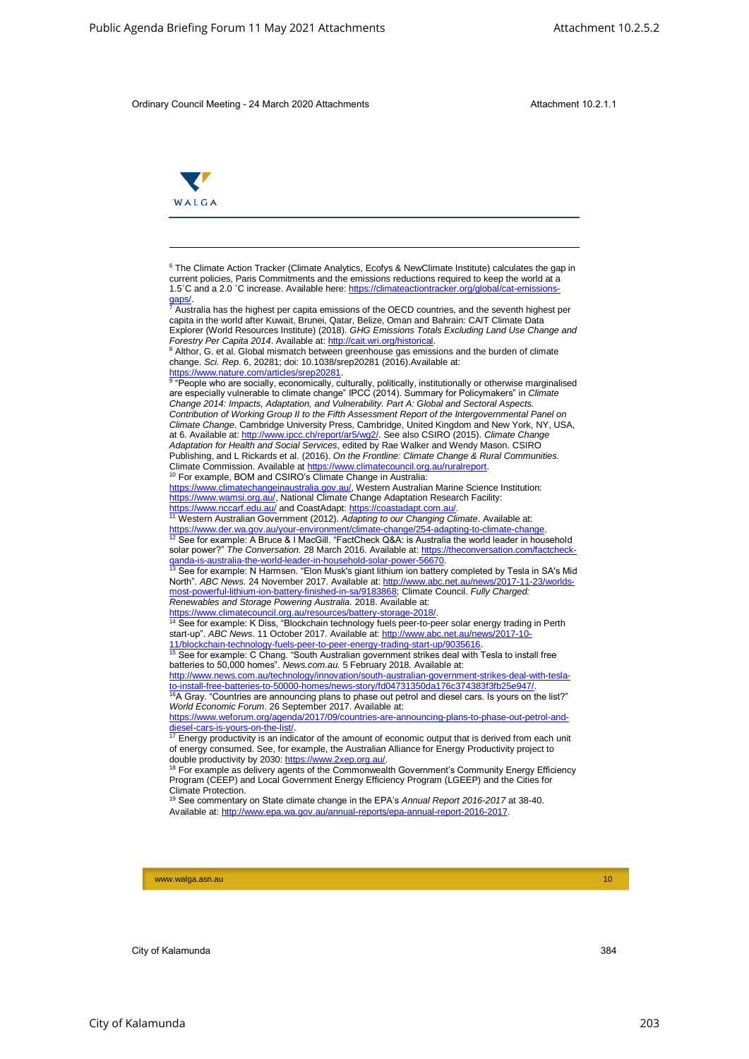[6] The Climate Action Tracker (Climate Analytics, Ecofys & NewClimate Institute) calculates the gap in current policies, Paris Commitments and the emissions reductions required to keep the world at a 1.5˚C and a 2.0 ˚C increase. Available here: https://climateactiontracker.org/global/cat-emissions-gaps/.

[7] Australia has the highest per capita emissions of the OECD countries, and the seventh highest per capita in the world after Kuwait, Brunei, Qatar, Belize, Oman and Bahrain: CAIT Climate Data Explorer (World Resources Institute) (2018). *GHG Emissions Totals Excluding Land Use Change and Forestry Per Capita 2014*. Available at: http://cait.wri.org/historical.

[8] Althor, G. et al. Global mismatch between greenhouse gas emissions and the burden of climate change. *Sci. Rep.* 6, 20281; doi: 10.1038/srep20281 (2016).Available at: https://www.nature.com/articles/srep20281.

[9] "People who are socially, economically, culturally, politically, institutionally or otherwise marginalised are especially vulnerable to climate change" IPCC (2014). Summary for Policymakers" in *Climate Change 2014: Impacts, Adaptation, and Vulnerability. Part A: Global and Sectoral Aspects. Contribution of Working Group II to the Fifth Assessment Report of the Intergovernmental Panel on Climate Change*. Cambridge University Press, Cambridge, United Kingdom and New York, NY, USA, at 6. Available at: http://www.ipcc.ch/report/ar5/wg2/. See also CSIRO (2015). *Climate Change Adaptation for Health and Social Services*, edited by Rae Walker and Wendy Mason. CSIRO Publishing, and L Rickards et al. (2016). *On the Frontline: Climate Change & Rural Communities.* Climate Commission. Available at https://www.climatecouncil.org.au/ruralreport.

[10] For example, BOM and CSIRO's Climate Change in Australia: https://www.climatechangeinaustralia.gov.au/, Western Australian Marine Science Institution: https://www.wamsi.org.au/, National Climate Change Adaptation Research Facility: https://www.nccarf.edu.au/ and CoastAdapt: https://coastadapt.com.au/.

[11] Western Australian Government (2012). *Adapting to our Changing Climate*. Available at: https://www.der.wa.gov.au/your-environment/climate-change/254-adapting-to-climate-change.

[12] See for example: A Bruce & I MacGill. "FactCheck Q&A: is Australia the world leader in household solar power?" *The Conversation.* 28 March 2016. Available at: https://theconversation.com/factcheck-qanda-is-australia-the-world-leader-in-household-solar-power-56670.

[13] See for example: N Harmsen. "Elon Musk's giant lithium ion battery completed by Tesla in SA's Mid North". *ABC News.* 24 November 2017. Available at: http://www.abc.net.au/news/2017-11-23/worlds-most-powerful-lithium-ion-battery-finished-in-sa/9183868; Climate Council. *Fully Charged: Renewables and Storage Powering Australia.* 2018. Available at: https://www.climatecouncil.org.au/resources/battery-storage-2018/.

[14] See for example: K Diss, "Blockchain technology fuels peer-to-peer solar energy trading in Perth start-up". *ABC News.* 11 October 2017. Available at: http://www.abc.net.au/news/2017-10-11/blockchain-technology-fuels-peer-to-peer-energy-trading-start-up/9035616.

[15] See for example: C Chang. "South Australian government strikes deal with Tesla to install free batteries to 50,000 homes". *News.com.au.* 5 February 2018. Available at: http://www.news.com.au/technology/innovation/south-australian-government-strikes-deal-with-tesla-to-install-free-batteries-to-50000-homes/news-story/fd04731350da176c374383f3fb25e947/.

[16] A Gray. "Countries are announcing plans to phase out petrol and diesel cars. Is yours on the list?" *World Economic Forum*. 26 September 2017. Available at: https://www.weforum.org/agenda/2017/09/countries-are-announcing-plans-to-phase-out-petrol-and-diesel-cars-is-yours-on-the-list/.

[17] Energy productivity is an indicator of the amount of economic output that is derived from each unit of energy consumed. See, for example, the Australian Alliance for Energy Productivity project to double productivity by 2030: https://www.2xep.org.au/.

[18] For example as delivery agents of the Commonwealth Government's Community Energy Efficiency Program (CEEP) and Local Government Energy Efficiency Program (LGEEP) and the Cities for Climate Protection.

[19] See commentary on State climate change in the EPA's *Annual Report 2016-2017* at 38-40. Available at: http://www.epa.wa.gov.au/annual-reports/epa-annual-report-2016-2017.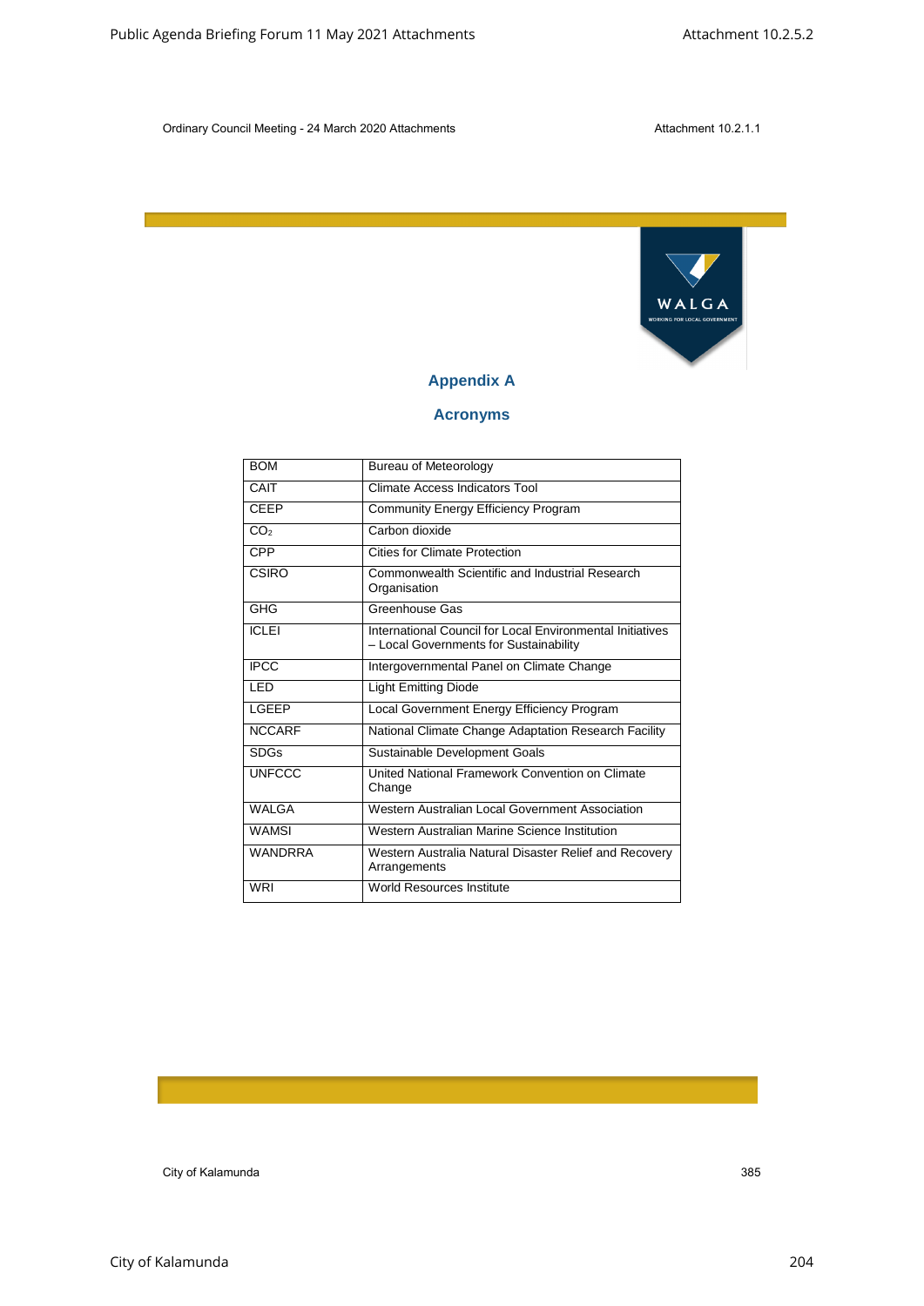## Appendix A

### Acronyms

| | |
|---|---|
| BOM | Bureau of Meteorology |
| CAIT | Climate Access Indicators Tool |
| CEEP | Community Energy Efficiency Program |
| $CO_2$ | Carbon dioxide |
| CPP | Cities for Climate Protection |
| CSIRO | Commonwealth Scientific and Industrial Research Organisation |
| GHG | Greenhouse Gas |
| ICLEI | International Council for Local Environmental Initiatives – Local Governments for Sustainability |
| IPCC | Intergovernmental Panel on Climate Change |
| LED | Light Emitting Diode |
| LGEEP | Local Government Energy Efficiency Program |
| NCCARF | National Climate Change Adaptation Research Facility |
| SDGs | Sustainable Development Goals |
| UNFCCC | United National Framework Convention on Climate Change |
| WALGA | Western Australian Local Government Association |
| WAMSI | Western Australian Marine Science Institution |
| WANDRRA | Western Australia Natural Disaster Relief and Recovery Arrangements |
| WRI | World Resources Institute |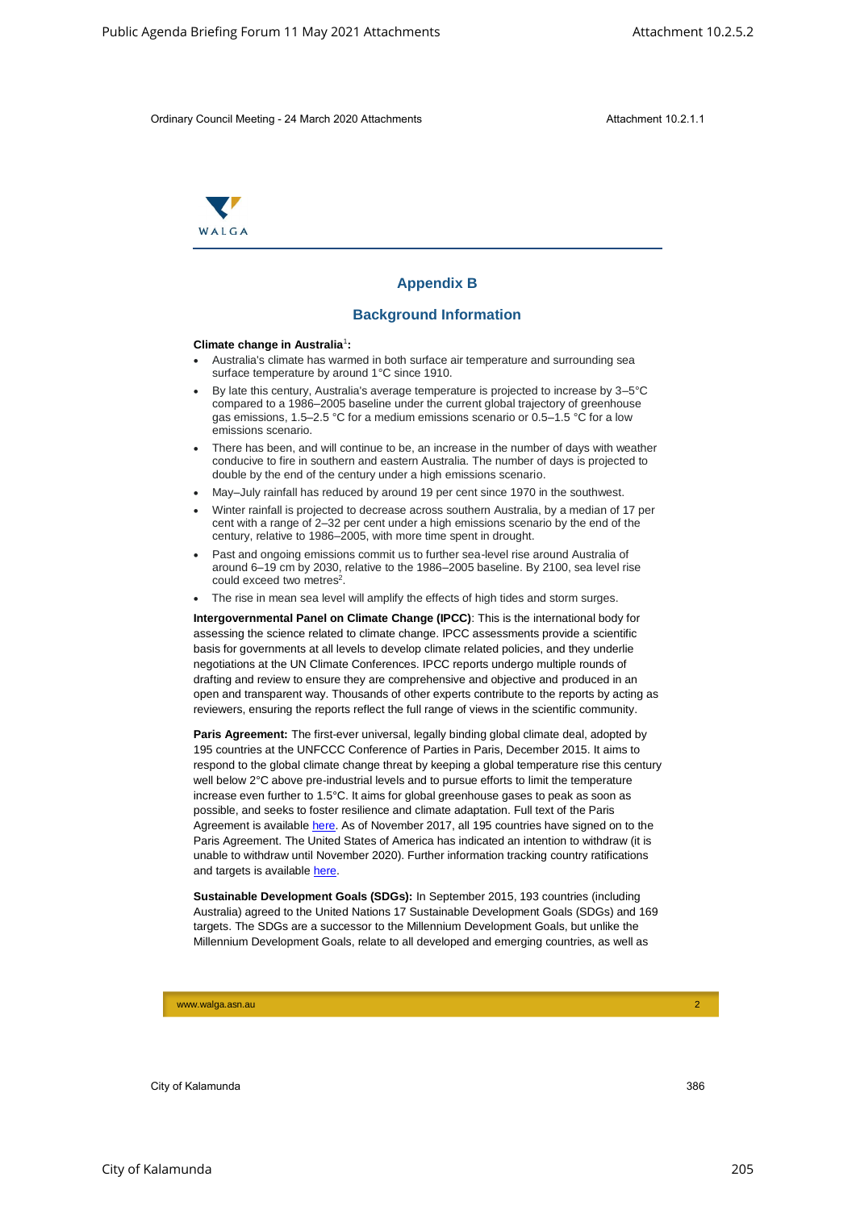## Appendix B

## Background Information

**Climate change in Australia**[1]**:**

- Australia's climate has warmed in both surface air temperature and surrounding sea surface temperature by around 1°C since 1910.
- By late this century, Australia's average temperature is projected to increase by 3–5°C compared to a 1986–2005 baseline under the current global trajectory of greenhouse gas emissions, 1.5–2.5 °C for a medium emissions scenario or 0.5–1.5 °C for a low emissions scenario.
- There has been, and will continue to be, an increase in the number of days with weather conducive to fire in southern and eastern Australia. The number of days is projected to double by the end of the century under a high emissions scenario.
- May–July rainfall has reduced by around 19 per cent since 1970 in the southwest.
- Winter rainfall is projected to decrease across southern Australia, by a median of 17 per cent with a range of 2–32 per cent under a high emissions scenario by the end of the century, relative to 1986–2005, with more time spent in drought.
- Past and ongoing emissions commit us to further sea-level rise around Australia of around 6–19 cm by 2030, relative to the 1986–2005 baseline. By 2100, sea level rise could exceed two metres[2].
- The rise in mean sea level will amplify the effects of high tides and storm surges.

**Intergovernmental Panel on Climate Change (IPCC)**: This is the international body for assessing the science related to climate change. IPCC assessments provide a scientific basis for governments at all levels to develop climate related policies, and they underlie negotiations at the UN Climate Conferences. IPCC reports undergo multiple rounds of drafting and review to ensure they are comprehensive and objective and produced in an open and transparent way. Thousands of other experts contribute to the reports by acting as reviewers, ensuring the reports reflect the full range of views in the scientific community.

**Paris Agreement:** The first-ever universal, legally binding global climate deal, adopted by 195 countries at the UNFCCC Conference of Parties in Paris, December 2015. It aims to respond to the global climate change threat by keeping a global temperature rise this century well below 2°C above pre-industrial levels and to pursue efforts to limit the temperature increase even further to 1.5°C. It aims for global greenhouse gases to peak as soon as possible, and seeks to foster resilience and climate adaptation. Full text of the Paris Agreement is available here. As of November 2017, all 195 countries have signed on to the Paris Agreement. The United States of America has indicated an intention to withdraw (it is unable to withdraw until November 2020). Further information tracking country ratifications and targets is available here.

**Sustainable Development Goals (SDGs):** In September 2015, 193 countries (including Australia) agreed to the United Nations 17 Sustainable Development Goals (SDGs) and 169 targets. The SDGs are a successor to the Millennium Development Goals, but unlike the Millennium Development Goals, relate to all developed and emerging countries, as well as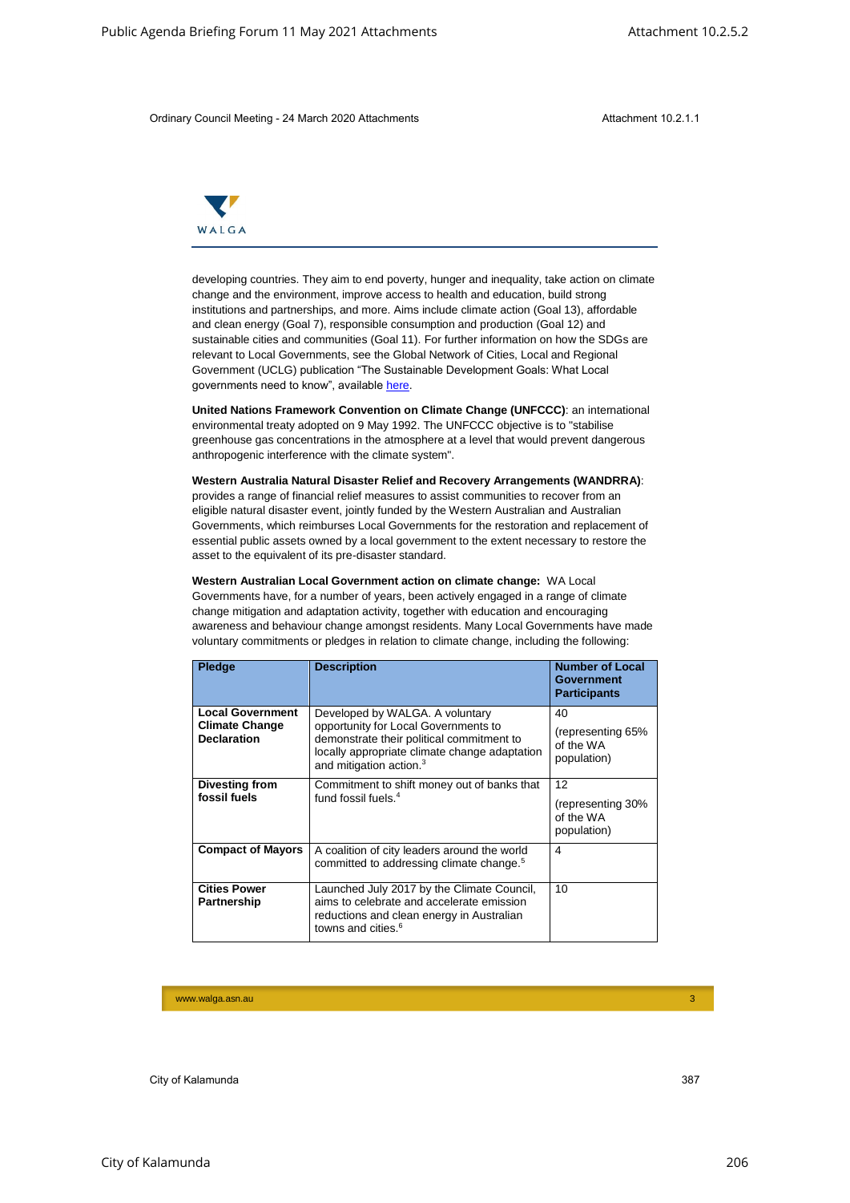developing countries. They aim to end poverty, hunger and inequality, take action on climate change and the environment, improve access to health and education, build strong institutions and partnerships, and more. Aims include climate action (Goal 13), affordable and clean energy (Goal 7), responsible consumption and production (Goal 12) and sustainable cities and communities (Goal 11). For further information on how the SDGs are relevant to Local Governments, see the Global Network of Cities, Local and Regional Government (UCLG) publication "The Sustainable Development Goals: What Local governments need to know", available here.

**United Nations Framework Convention on Climate Change (UNFCCC)**: an international environmental treaty adopted on 9 May 1992. The UNFCCC objective is to "stabilise greenhouse gas concentrations in the atmosphere at a level that would prevent dangerous anthropogenic interference with the climate system".

**Western Australia Natural Disaster Relief and Recovery Arrangements (WANDRRA)**: provides a range of financial relief measures to assist communities to recover from an eligible natural disaster event, jointly funded by the Western Australian and Australian Governments, which reimburses Local Governments for the restoration and replacement of essential public assets owned by a local government to the extent necessary to restore the asset to the equivalent of its pre-disaster standard.

**Western Australian Local Government action on climate change:** WA Local Governments have, for a number of years, been actively engaged in a range of climate change mitigation and adaptation activity, together with education and encouraging awareness and behaviour change amongst residents. Many Local Governments have made voluntary commitments or pledges in relation to climate change, including the following:

| Pledge | Description | Number of Local Government Participants |
|---|---|---|
| **Local Government Climate Change Declaration** | Developed by WALGA. A voluntary opportunity for Local Governments to demonstrate their political commitment to locally appropriate climate change adaptation and mitigation action.[3] | 40 (representing 65% of the WA population) |
| **Divesting from fossil fuels** | Commitment to shift money out of banks that fund fossil fuels.[4] | 12 (representing 30% of the WA population) |
| **Compact of Mayors** | A coalition of city leaders around the world committed to addressing climate change.[5] | 4 |
| **Cities Power Partnership** | Launched July 2017 by the Climate Council, aims to celebrate and accelerate emission reductions and clean energy in Australian towns and cities.[6] | 10 |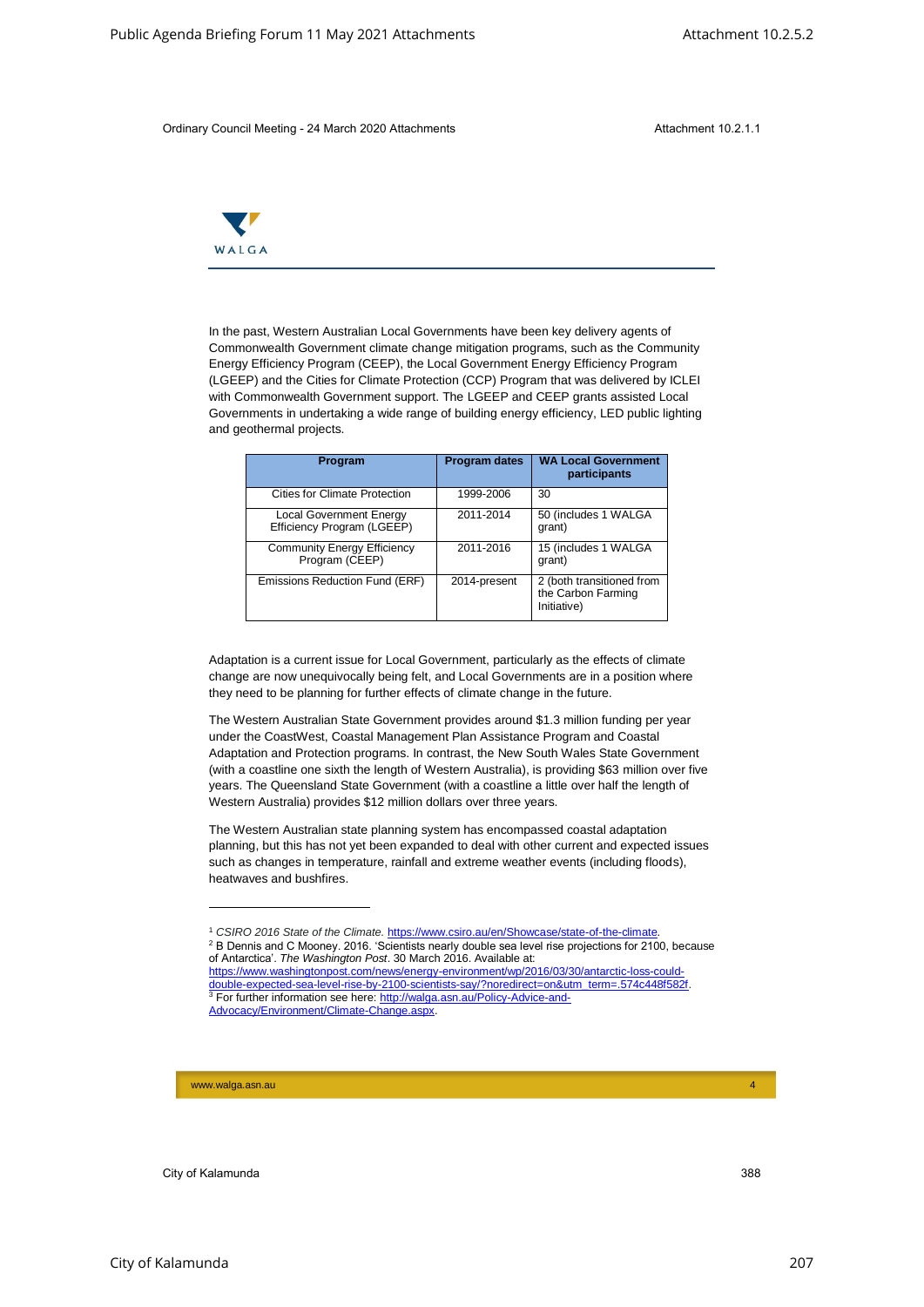In the past, Western Australian Local Governments have been key delivery agents of Commonwealth Government climate change mitigation programs, such as the Community Energy Efficiency Program (CEEP), the Local Government Energy Efficiency Program (LGEEP) and the Cities for Climate Protection (CCP) Program that was delivered by ICLEI with Commonwealth Government support. The LGEEP and CEEP grants assisted Local Governments in undertaking a wide range of building energy efficiency, LED public lighting and geothermal projects.

| Program | Program dates | WA Local Government participants |
|---|---|---|
| Cities for Climate Protection | 1999-2006 | 30 |
| Local Government Energy Efficiency Program (LGEEP) | 2011-2014 | 50 (includes 1 WALGA grant) |
| Community Energy Efficiency Program (CEEP) | 2011-2016 | 15 (includes 1 WALGA grant) |
| Emissions Reduction Fund (ERF) | 2014-present | 2 (both transitioned from the Carbon Farming Initiative) |

Adaptation is a current issue for Local Government, particularly as the effects of climate change are now unequivocally being felt, and Local Governments are in a position where they need to be planning for further effects of climate change in the future.

The Western Australian State Government provides around $1.3 million funding per year under the CoastWest, Coastal Management Plan Assistance Program and Coastal Adaptation and Protection programs. In contrast, the New South Wales State Government (with a coastline one sixth the length of Western Australia), is providing $63 million over five years. The Queensland State Government (with a coastline a little over half the length of Western Australia) provides $12 million dollars over three years.

The Western Australian state planning system has encompassed coastal adaptation planning, but this has not yet been expanded to deal with other current and expected issues such as changes in temperature, rainfall and extreme weather events (including floods), heatwaves and bushfires.

---

[1] *CSIRO 2016 State of the Climate.* https://www.csiro.au/en/Showcase/state-of-the-climate.

[2] B Dennis and C Mooney. 2016. 'Scientists nearly double sea level rise projections for 2100, because of Antarctica'. *The Washington Post*. 30 March 2016. Available at: https://www.washingtonpost.com/news/energy-environment/wp/2016/03/30/antarctic-loss-could-double-expected-sea-level-rise-by-2100-scientists-say/?noredirect=on&utm_term=.574c448f582f.

[3] For further information see here: http://walga.asn.au/Policy-Advice-and-Advocacy/Environment/Climate-Change.aspx.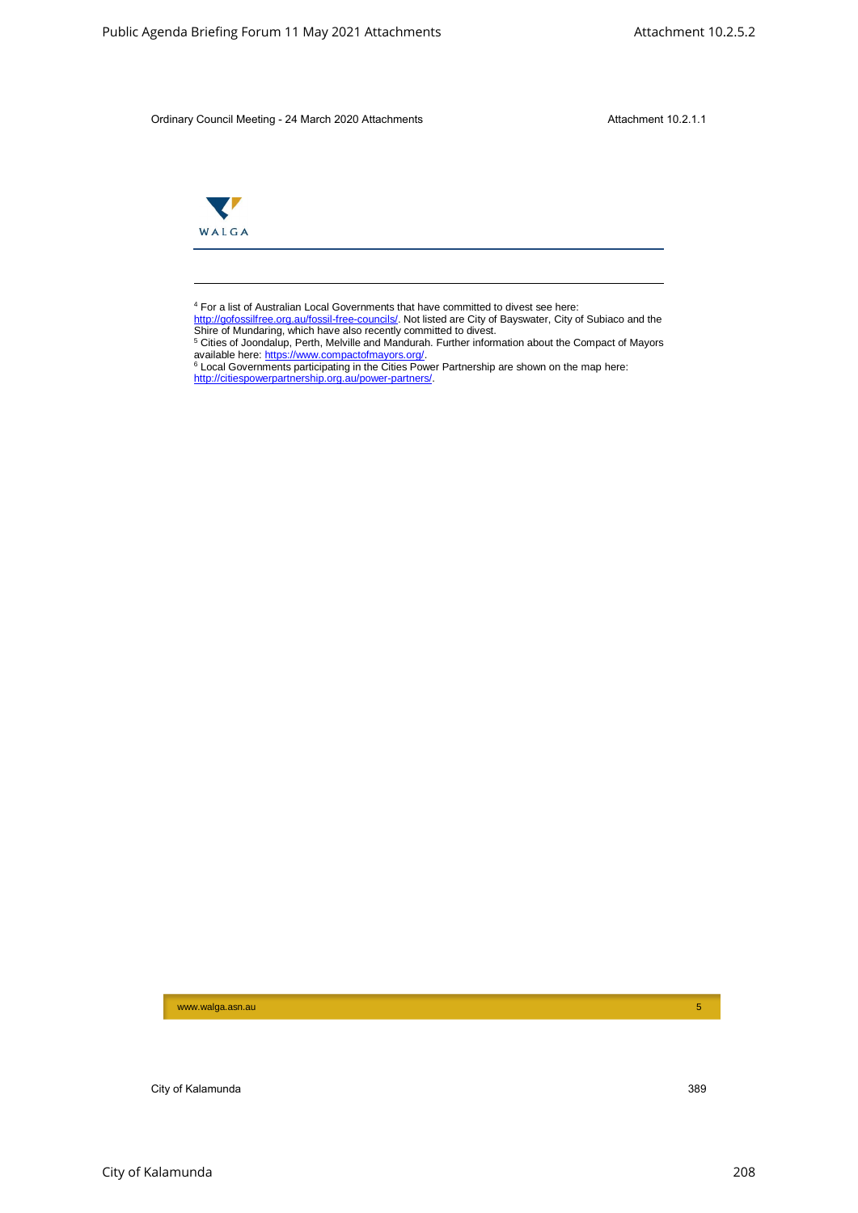WALGA

[4] For a list of Australian Local Governments that have committed to divest see here: http://gofossilfree.org.au/fossil-free-councils/. Not listed are City of Bayswater, City of Subiaco and the Shire of Mundaring, which have also recently committed to divest.

[5] Cities of Joondalup, Perth, Melville and Mandurah. Further information about the Compact of Mayors available here: https://www.compactofmayors.org/.

[6] Local Governments participating in the Cities Power Partnership are shown on the map here: http://citiespowerpartnership.org.au/power-partners/.